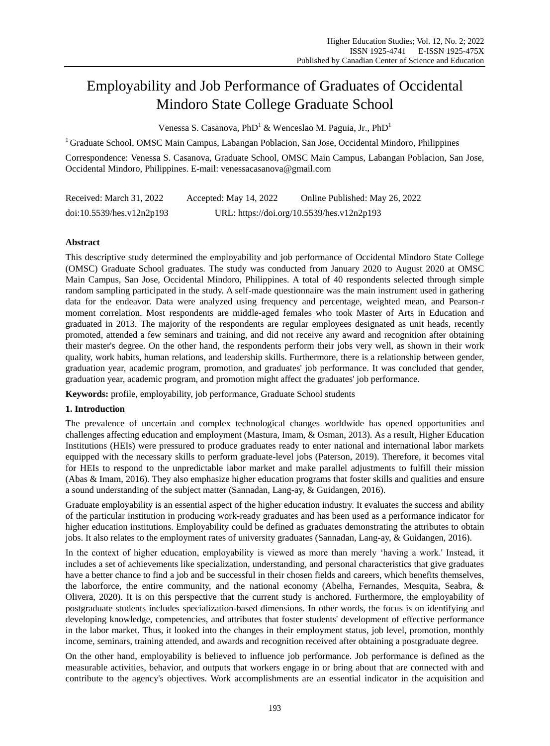# Employability and Job Performance of Graduates of Occidental Mindoro State College Graduate School

Venessa S. Casanova, PhD[1] & Wenceslao M. Paguia, Jr., PhD[1]

[1] Graduate School, OMSC Main Campus, Labangan Poblacion, San Jose, Occidental Mindoro, Philippines

Correspondence: Venessa S. Casanova, Graduate School, OMSC Main Campus, Labangan Poblacion, San Jose, Occidental Mindoro, Philippines. E-mail: venessacasanova@gmail.com

Received: March 31, 2022 Accepted: May 14, 2022 Online Published: May 26, 2022

doi:10.5539/hes.v12n2p193 URL: https://doi.org/10.5539/hes.v12n2p193

## Abstract

This descriptive study determined the employability and job performance of Occidental Mindoro State College (OMSC) Graduate School graduates. The study was conducted from January 2020 to August 2020 at OMSC Main Campus, San Jose, Occidental Mindoro, Philippines. A total of 40 respondents selected through simple random sampling participated in the study. A self-made questionnaire was the main instrument used in gathering data for the endeavor. Data were analyzed using frequency and percentage, weighted mean, and Pearson-r moment correlation. Most respondents are middle-aged females who took Master of Arts in Education and graduated in 2013. The majority of the respondents are regular employees designated as unit heads, recently promoted, attended a few seminars and training, and did not receive any award and recognition after obtaining their master's degree. On the other hand, the respondents perform their jobs very well, as shown in their work quality, work habits, human relations, and leadership skills. Furthermore, there is a relationship between gender, graduation year, academic program, promotion, and graduates' job performance. It was concluded that gender, graduation year, academic program, and promotion might affect the graduates' job performance.

**Keywords:** profile, employability, job performance, Graduate School students

## 1. Introduction

The prevalence of uncertain and complex technological changes worldwide has opened opportunities and challenges affecting education and employment (Mastura, Imam, & Osman, 2013). As a result, Higher Education Institutions (HEIs) were pressured to produce graduates ready to enter national and international labor markets equipped with the necessary skills to perform graduate-level jobs (Paterson, 2019). Therefore, it becomes vital for HEIs to respond to the unpredictable labor market and make parallel adjustments to fulfill their mission (Abas & Imam, 2016). They also emphasize higher education programs that foster skills and qualities and ensure a sound understanding of the subject matter (Sannadan, Lang-ay, & Guidangen, 2016).

Graduate employability is an essential aspect of the higher education industry. It evaluates the success and ability of the particular institution in producing work-ready graduates and has been used as a performance indicator for higher education institutions. Employability could be defined as graduates demonstrating the attributes to obtain jobs. It also relates to the employment rates of university graduates (Sannadan, Lang-ay, & Guidangen, 2016).

In the context of higher education, employability is viewed as more than merely 'having a work.' Instead, it includes a set of achievements like specialization, understanding, and personal characteristics that give graduates have a better chance to find a job and be successful in their chosen fields and careers, which benefits themselves, the laborforce, the entire community, and the national economy (Abelha, Fernandes, Mesquita, Seabra, & Olivera, 2020). It is on this perspective that the current study is anchored. Furthermore, the employability of postgraduate students includes specialization-based dimensions. In other words, the focus is on identifying and developing knowledge, competencies, and attributes that foster students' development of effective performance in the labor market. Thus, it looked into the changes in their employment status, job level, promotion, monthly income, seminars, training attended, and awards and recognition received after obtaining a postgraduate degree.

On the other hand, employability is believed to influence job performance. Job performance is defined as the measurable activities, behavior, and outputs that workers engage in or bring about that are connected with and contribute to the agency's objectives. Work accomplishments are an essential indicator in the acquisition and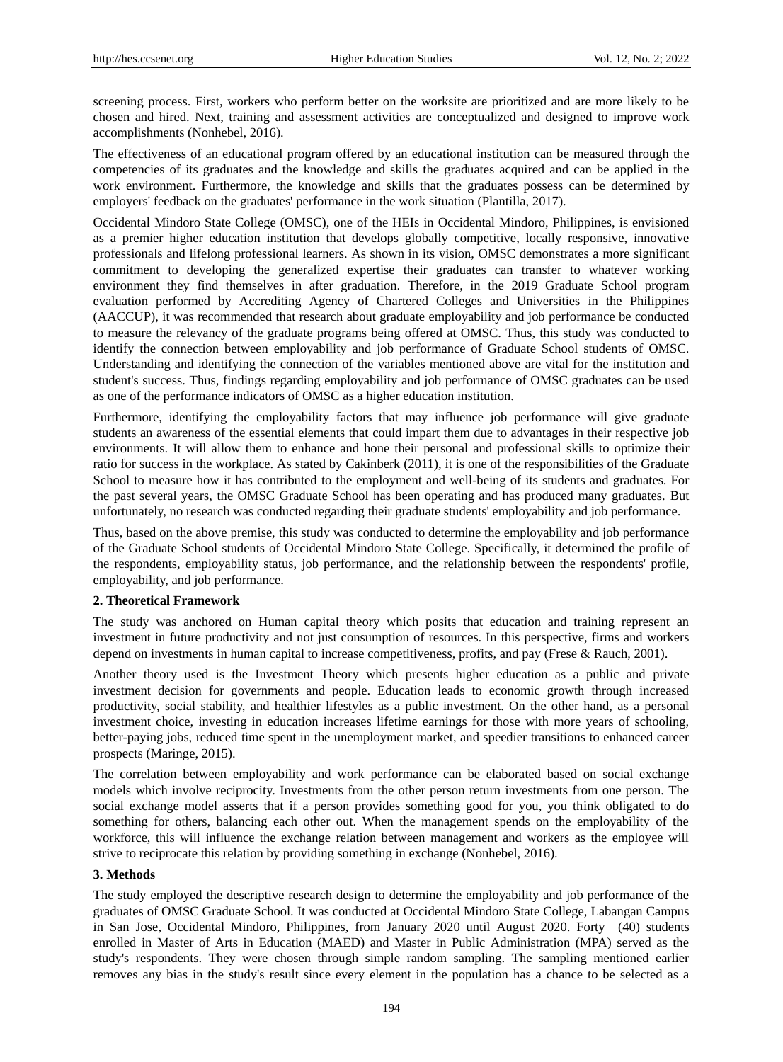screening process. First, workers who perform better on the worksite are prioritized and are more likely to be chosen and hired. Next, training and assessment activities are conceptualized and designed to improve work accomplishments (Nonhebel, 2016).

The effectiveness of an educational program offered by an educational institution can be measured through the competencies of its graduates and the knowledge and skills the graduates acquired and can be applied in the work environment. Furthermore, the knowledge and skills that the graduates possess can be determined by employers' feedback on the graduates' performance in the work situation (Plantilla, 2017).

Occidental Mindoro State College (OMSC), one of the HEIs in Occidental Mindoro, Philippines, is envisioned as a premier higher education institution that develops globally competitive, locally responsive, innovative professionals and lifelong professional learners. As shown in its vision, OMSC demonstrates a more significant commitment to developing the generalized expertise their graduates can transfer to whatever working environment they find themselves in after graduation. Therefore, in the 2019 Graduate School program evaluation performed by Accrediting Agency of Chartered Colleges and Universities in the Philippines (AACCUP), it was recommended that research about graduate employability and job performance be conducted to measure the relevancy of the graduate programs being offered at OMSC. Thus, this study was conducted to identify the connection between employability and job performance of Graduate School students of OMSC. Understanding and identifying the connection of the variables mentioned above are vital for the institution and student's success. Thus, findings regarding employability and job performance of OMSC graduates can be used as one of the performance indicators of OMSC as a higher education institution.

Furthermore, identifying the employability factors that may influence job performance will give graduate students an awareness of the essential elements that could impart them due to advantages in their respective job environments. It will allow them to enhance and hone their personal and professional skills to optimize their ratio for success in the workplace. As stated by Cakinberk (2011), it is one of the responsibilities of the Graduate School to measure how it has contributed to the employment and well-being of its students and graduates. For the past several years, the OMSC Graduate School has been operating and has produced many graduates. But unfortunately, no research was conducted regarding their graduate students' employability and job performance.

Thus, based on the above premise, this study was conducted to determine the employability and job performance of the Graduate School students of Occidental Mindoro State College. Specifically, it determined the profile of the respondents, employability status, job performance, and the relationship between the respondents' profile, employability, and job performance.

## 2. Theoretical Framework

The study was anchored on Human capital theory which posits that education and training represent an investment in future productivity and not just consumption of resources. In this perspective, firms and workers depend on investments in human capital to increase competitiveness, profits, and pay (Frese & Rauch, 2001).

Another theory used is the Investment Theory which presents higher education as a public and private investment decision for governments and people. Education leads to economic growth through increased productivity, social stability, and healthier lifestyles as a public investment. On the other hand, as a personal investment choice, investing in education increases lifetime earnings for those with more years of schooling, better-paying jobs, reduced time spent in the unemployment market, and speedier transitions to enhanced career prospects (Maringe, 2015).

The correlation between employability and work performance can be elaborated based on social exchange models which involve reciprocity. Investments from the other person return investments from one person. The social exchange model asserts that if a person provides something good for you, you think obligated to do something for others, balancing each other out. When the management spends on the employability of the workforce, this will influence the exchange relation between management and workers as the employee will strive to reciprocate this relation by providing something in exchange (Nonhebel, 2016).

## 3. Methods

The study employed the descriptive research design to determine the employability and job performance of the graduates of OMSC Graduate School. It was conducted at Occidental Mindoro State College, Labangan Campus in San Jose, Occidental Mindoro, Philippines, from January 2020 until August 2020. Forty (40) students enrolled in Master of Arts in Education (MAED) and Master in Public Administration (MPA) served as the study's respondents. They were chosen through simple random sampling. The sampling mentioned earlier removes any bias in the study's result since every element in the population has a chance to be selected as a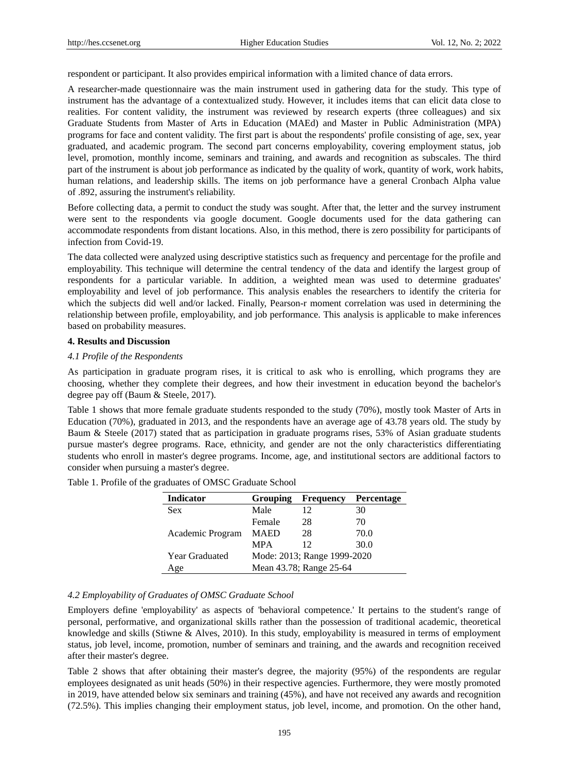respondent or participant. It also provides empirical information with a limited chance of data errors.

A researcher-made questionnaire was the main instrument used in gathering data for the study. This type of instrument has the advantage of a contextualized study. However, it includes items that can elicit data close to realities. For content validity, the instrument was reviewed by research experts (three colleagues) and six Graduate Students from Master of Arts in Education (MAEd) and Master in Public Administration (MPA) programs for face and content validity. The first part is about the respondents' profile consisting of age, sex, year graduated, and academic program. The second part concerns employability, covering employment status, job level, promotion, monthly income, seminars and training, and awards and recognition as subscales. The third part of the instrument is about job performance as indicated by the quality of work, quantity of work, work habits, human relations, and leadership skills. The items on job performance have a general Cronbach Alpha value of .892, assuring the instrument's reliability.

Before collecting data, a permit to conduct the study was sought. After that, the letter and the survey instrument were sent to the respondents via google document. Google documents used for the data gathering can accommodate respondents from distant locations. Also, in this method, there is zero possibility for participants of infection from Covid-19.

The data collected were analyzed using descriptive statistics such as frequency and percentage for the profile and employability. This technique will determine the central tendency of the data and identify the largest group of respondents for a particular variable. In addition, a weighted mean was used to determine graduates' employability and level of job performance. This analysis enables the researchers to identify the criteria for which the subjects did well and/or lacked. Finally, Pearson-r moment correlation was used in determining the relationship between profile, employability, and job performance. This analysis is applicable to make inferences based on probability measures.

## 4. Results and Discussion

### *4.1 Profile of the Respondents*

As participation in graduate program rises, it is critical to ask who is enrolling, which programs they are choosing, whether they complete their degrees, and how their investment in education beyond the bachelor's degree pay off (Baum & Steele, 2017).

Table 1 shows that more female graduate students responded to the study (70%), mostly took Master of Arts in Education (70%), graduated in 2013, and the respondents have an average age of 43.78 years old. The study by Baum & Steele (2017) stated that as participation in graduate programs rises, 53% of Asian graduate students pursue master's degree programs. Race, ethnicity, and gender are not the only characteristics differentiating students who enroll in master's degree programs. Income, age, and institutional sectors are additional factors to consider when pursuing a master's degree.

Table 1. Profile of the graduates of OMSC Graduate School

| Indicator | Grouping | Frequency | Percentage |
|---|---|---|---|
| Sex | Male | 12 | 30 |
| | Female | 28 | 70 |
| Academic Program | MAED | 28 | 70.0 |
| | MPA | 12 | 30.0 |
| Year Graduated | Mode: 2013; Range 1999-2020 | | |
| Age | Mean 43.78; Range 25-64 | | |

### *4.2 Employability of Graduates of OMSC Graduate School*

Employers define 'employability' as aspects of 'behavioral competence.' It pertains to the student's range of personal, performative, and organizational skills rather than the possession of traditional academic, theoretical knowledge and skills (Stiwne & Alves, 2010). In this study, employability is measured in terms of employment status, job level, income, promotion, number of seminars and training, and the awards and recognition received after their master's degree.

Table 2 shows that after obtaining their master's degree, the majority (95%) of the respondents are regular employees designated as unit heads (50%) in their respective agencies. Furthermore, they were mostly promoted in 2019, have attended below six seminars and training (45%), and have not received any awards and recognition (72.5%). This implies changing their employment status, job level, income, and promotion. On the other hand,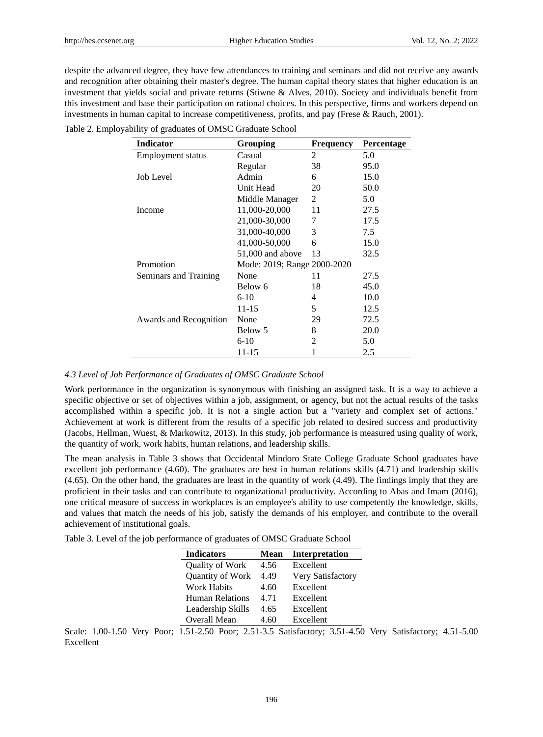despite the advanced degree, they have few attendances to training and seminars and did not receive any awards and recognition after obtaining their master's degree. The human capital theory states that higher education is an investment that yields social and private returns (Stiwne & Alves, 2010). Society and individuals benefit from this investment and base their participation on rational choices. In this perspective, firms and workers depend on investments in human capital to increase competitiveness, profits, and pay (Frese & Rauch, 2001).

Table 2. Employability of graduates of OMSC Graduate School

| Indicator | Grouping | Frequency | Percentage |
|---|---|---|---|
| Employment status | Casual | 2 | 5.0 |
| | Regular | 38 | 95.0 |
| Job Level | Admin | 6 | 15.0 |
| | Unit Head | 20 | 50.0 |
| | Middle Manager | 2 | 5.0 |
| Income | 11,000-20,000 | 11 | 27.5 |
| | 21,000-30,000 | 7 | 17.5 |
| | 31,000-40,000 | 3 | 7.5 |
| | 41,000-50,000 | 6 | 15.0 |
| | 51,000 and above | 13 | 32.5 |
| Promotion | Mode: 2019; Range 2000-2020 | | |
| Seminars and Training | None | 11 | 27.5 |
| | Below 6 | 18 | 45.0 |
| | 6-10 | 4 | 10.0 |
| | 11-15 | 5 | 12.5 |
| Awards and Recognition | None | 29 | 72.5 |
| | Below 5 | 8 | 20.0 |
| | 6-10 | 2 | 5.0 |
| | 11-15 | 1 | 2.5 |

### *4.3 Level of Job Performance of Graduates of OMSC Graduate School*

Work performance in the organization is synonymous with finishing an assigned task. It is a way to achieve a specific objective or set of objectives within a job, assignment, or agency, but not the actual results of the tasks accomplished within a specific job. It is not a single action but a "variety and complex set of actions." Achievement at work is different from the results of a specific job related to desired success and productivity (Jacobs, Hellman, Wuest, & Markowitz, 2013). In this study, job performance is measured using quality of work, the quantity of work, work habits, human relations, and leadership skills.

The mean analysis in Table 3 shows that Occidental Mindoro State College Graduate School graduates have excellent job performance (4.60). The graduates are best in human relations skills (4.71) and leadership skills (4.65). On the other hand, the graduates are least in the quantity of work (4.49). The findings imply that they are proficient in their tasks and can contribute to organizational productivity. According to Abas and Imam (2016), one critical measure of success in workplaces is an employee's ability to use competently the knowledge, skills, and values that match the needs of his job, satisfy the demands of his employer, and contribute to the overall achievement of institutional goals.

Table 3. Level of the job performance of graduates of OMSC Graduate School

| Indicators | Mean | Interpretation |
|---|---|---|
| Quality of Work | 4.56 | Excellent |
| Quantity of Work | 4.49 | Very Satisfactory |
| Work Habits | 4.60 | Excellent |
| Human Relations | 4.71 | Excellent |
| Leadership Skills | 4.65 | Excellent |
| Overall Mean | 4.60 | Excellent |

Scale: 1.00-1.50 Very Poor; 1.51-2.50 Poor; 2.51-3.5 Satisfactory; 3.51-4.50 Very Satisfactory; 4.51-5.00 Excellent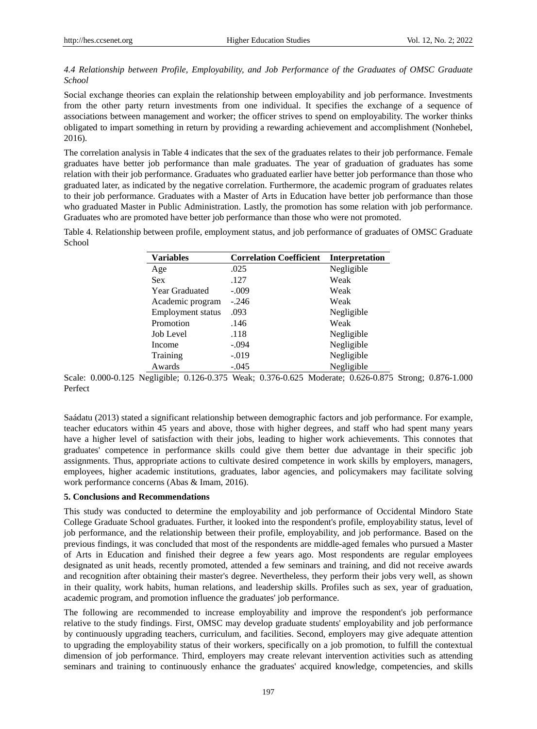*4.4 Relationship between Profile, Employability, and Job Performance of the Graduates of OMSC Graduate School*

Social exchange theories can explain the relationship between employability and job performance. Investments from the other party return investments from one individual. It specifies the exchange of a sequence of associations between management and worker; the officer strives to spend on employability. The worker thinks obligated to impart something in return by providing a rewarding achievement and accomplishment (Nonhebel, 2016).

The correlation analysis in Table 4 indicates that the sex of the graduates relates to their job performance. Female graduates have better job performance than male graduates. The year of graduation of graduates has some relation with their job performance. Graduates who graduated earlier have better job performance than those who graduated later, as indicated by the negative correlation. Furthermore, the academic program of graduates relates to their job performance. Graduates with a Master of Arts in Education have better job performance than those who graduated Master in Public Administration. Lastly, the promotion has some relation with job performance. Graduates who are promoted have better job performance than those who were not promoted.

Table 4. Relationship between profile, employment status, and job performance of graduates of OMSC Graduate School

| Variables | Correlation Coefficient | Interpretation |
|---|---|---|
| Age | .025 | Negligible |
| Sex | .127 | Weak |
| Year Graduated | -.009 | Weak |
| Academic program | -.246 | Weak |
| Employment status | .093 | Negligible |
| Promotion | .146 | Weak |
| Job Level | .118 | Negligible |
| Income | -.094 | Negligible |
| Training | -.019 | Negligible |
| Awards | -.045 | Negligible |

Scale: 0.000-0.125 Negligible; 0.126-0.375 Weak; 0.376-0.625 Moderate; 0.626-0.875 Strong; 0.876-1.000 Perfect

Saádatu (2013) stated a significant relationship between demographic factors and job performance. For example, teacher educators within 45 years and above, those with higher degrees, and staff who had spent many years have a higher level of satisfaction with their jobs, leading to higher work achievements. This connotes that graduates' competence in performance skills could give them better due advantage in their specific job assignments. Thus, appropriate actions to cultivate desired competence in work skills by employers, managers, employees, higher academic institutions, graduates, labor agencies, and policymakers may facilitate solving work performance concerns (Abas & Imam, 2016).

## 5. Conclusions and Recommendations

This study was conducted to determine the employability and job performance of Occidental Mindoro State College Graduate School graduates. Further, it looked into the respondent's profile, employability status, level of job performance, and the relationship between their profile, employability, and job performance. Based on the previous findings, it was concluded that most of the respondents are middle-aged females who pursued a Master of Arts in Education and finished their degree a few years ago. Most respondents are regular employees designated as unit heads, recently promoted, attended a few seminars and training, and did not receive awards and recognition after obtaining their master's degree. Nevertheless, they perform their jobs very well, as shown in their quality, work habits, human relations, and leadership skills. Profiles such as sex, year of graduation, academic program, and promotion influence the graduates' job performance.

The following are recommended to increase employability and improve the respondent's job performance relative to the study findings. First, OMSC may develop graduate students' employability and job performance by continuously upgrading teachers, curriculum, and facilities. Second, employers may give adequate attention to upgrading the employability status of their workers, specifically on a job promotion, to fulfill the contextual dimension of job performance. Third, employers may create relevant intervention activities such as attending seminars and training to continuously enhance the graduates' acquired knowledge, competencies, and skills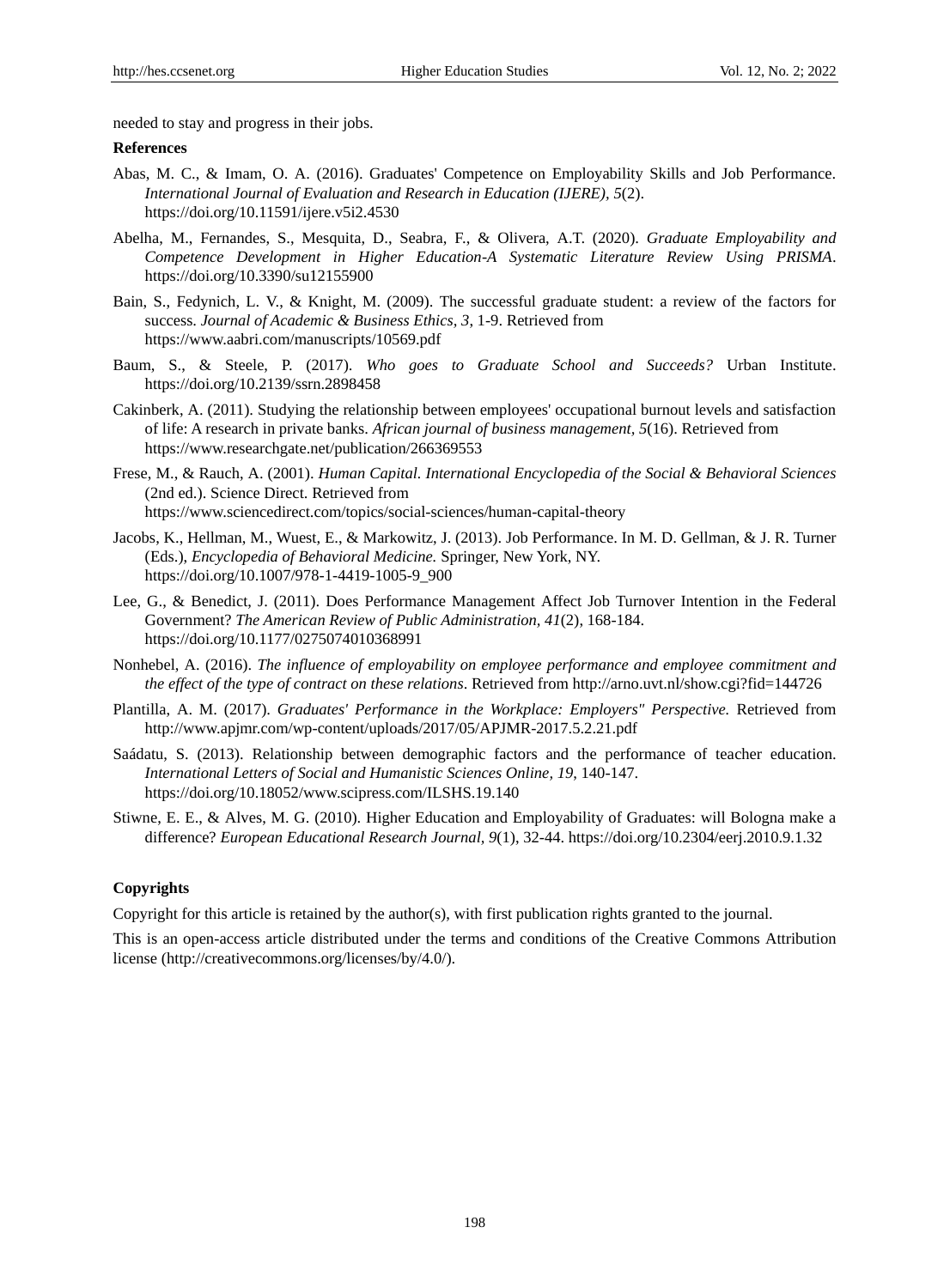needed to stay and progress in their jobs.

**References**

Abas, M. C., & Imam, O. A. (2016). Graduates' Competence on Employability Skills and Job Performance. *International Journal of Evaluation and Research in Education (IJERE), 5*(2). https://doi.org/10.11591/ijere.v5i2.4530

Abelha, M., Fernandes, S., Mesquita, D., Seabra, F., & Olivera, A.T. (2020). *Graduate Employability and Competence Development in Higher Education-A Systematic Literature Review Using PRISMA*. https://doi.org/10.3390/su12155900

Bain, S., Fedynich, L. V., & Knight, M. (2009). The successful graduate student: a review of the factors for success. *Journal of Academic & Business Ethics, 3*, 1-9. Retrieved from https://www.aabri.com/manuscripts/10569.pdf

Baum, S., & Steele, P. (2017). *Who goes to Graduate School and Succeeds?* Urban Institute. https://doi.org/10.2139/ssrn.2898458

Cakinberk, A. (2011). Studying the relationship between employees' occupational burnout levels and satisfaction of life: A research in private banks. *African journal of business management, 5*(16). Retrieved from https://www.researchgate.net/publication/266369553

Frese, M., & Rauch, A. (2001). *Human Capital. International Encyclopedia of the Social & Behavioral Sciences* (2nd ed.). Science Direct. Retrieved from https://www.sciencedirect.com/topics/social-sciences/human-capital-theory

Jacobs, K., Hellman, M., Wuest, E., & Markowitz, J. (2013). Job Performance. In M. D. Gellman, & J. R. Turner (Eds.), *Encyclopedia of Behavioral Medicine.* Springer, New York, NY. https://doi.org/10.1007/978-1-4419-1005-9_900

Lee, G., & Benedict, J. (2011). Does Performance Management Affect Job Turnover Intention in the Federal Government? *The American Review of Public Administration, 41*(2), 168-184. https://doi.org/10.1177/0275074010368991

Nonhebel, A. (2016). *The influence of employability on employee performance and employee commitment and the effect of the type of contract on these relations*. Retrieved from http://arno.uvt.nl/show.cgi?fid=144726

Plantilla, A. M. (2017). *Graduates' Performance in the Workplace: Employers" Perspective.* Retrieved from http://www.apjmr.com/wp-content/uploads/2017/05/APJMR-2017.5.2.21.pdf

Saádatu, S. (2013). Relationship between demographic factors and the performance of teacher education. *International Letters of Social and Humanistic Sciences Online, 19*, 140-147. https://doi.org/10.18052/www.scipress.com/ILSHS.19.140

Stiwne, E. E., & Alves, M. G. (2010). Higher Education and Employability of Graduates: will Bologna make a difference? *European Educational Research Journal, 9*(1), 32-44. https://doi.org/10.2304/eerj.2010.9.1.32

**Copyrights**

Copyright for this article is retained by the author(s), with first publication rights granted to the journal.

This is an open-access article distributed under the terms and conditions of the Creative Commons Attribution license (http://creativecommons.org/licenses/by/4.0/).